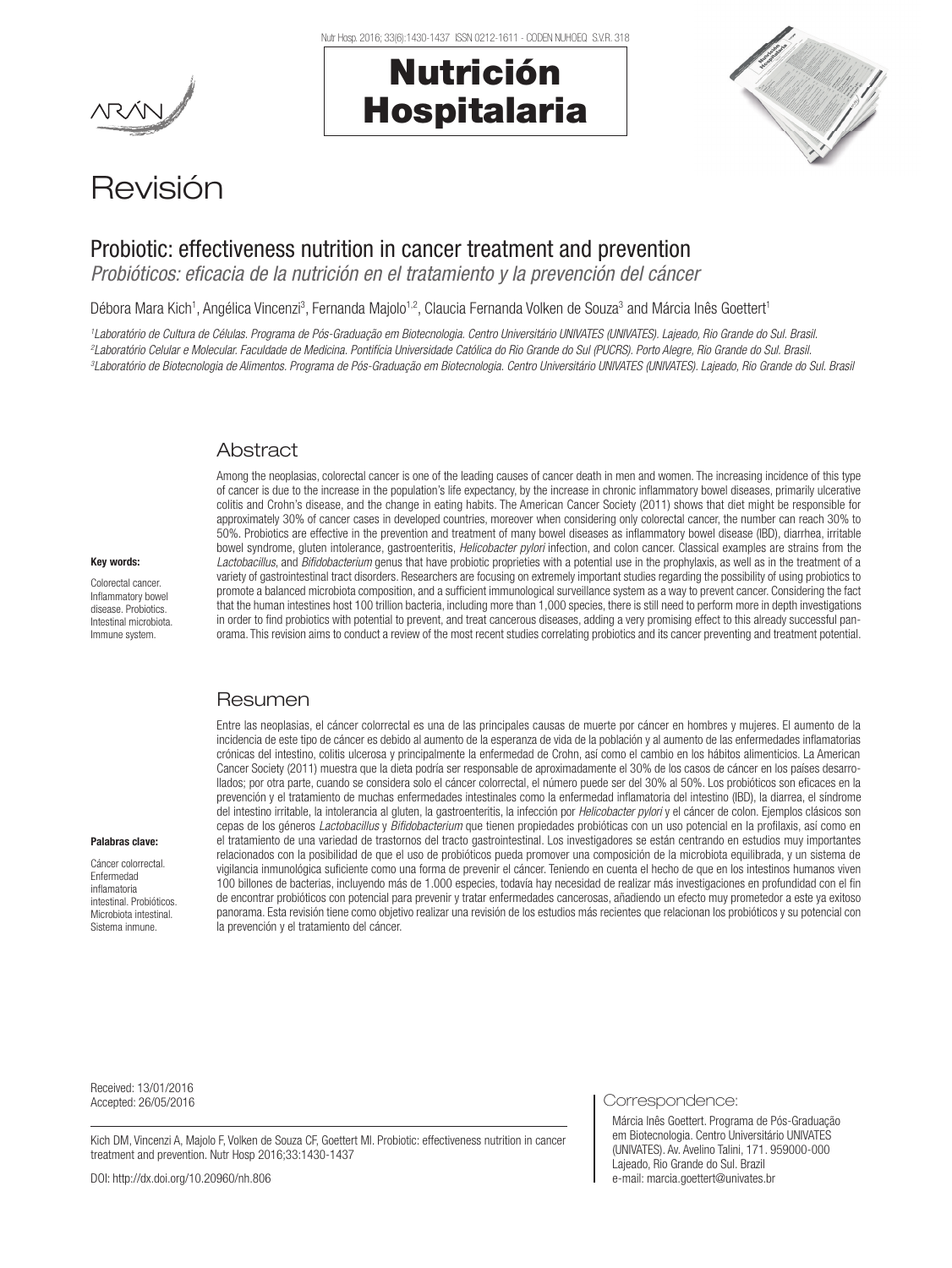# Revisión

## Probiotic: effectiveness nutrition in cancer treatment and prevention

*Probióticos: eficacia de la nutrición en el tratamiento y la prevención del cáncer*

Débora Mara Kich[1], Angélica Vincenzi[3], Fernanda Majolo[1,2], Claucia Fernanda Volken de Souza[3] and Márcia Inês Goettert[1]

[1]*Laboratório de Cultura de Células. Programa de Pós-Graduação em Biotecnologia. Centro Universitário UNIVATES (UNIVATES). Lajeado, Rio Grande do Sul. Brasil.* [2]*Laboratório Celular e Molecular. Faculdade de Medicina. Pontifícia Universidade Católica do Rio Grande do Sul (PUCRS). Porto Alegre, Rio Grande do Sul. Brasil.* [3]*Laboratório de Biotecnologia de Alimentos. Programa de Pós-Graduação em Biotecnologia. Centro Universitário UNIVATES (UNIVATES). Lajeado, Rio Grande do Sul. Brasil*

## Abstract

Among the neoplasias, colorectal cancer is one of the leading causes of cancer death in men and women. The increasing incidence of this type of cancer is due to the increase in the population's life expectancy, by the increase in chronic inflammatory bowel diseases, primarily ulcerative colitis and Crohn's disease, and the change in eating habits. The American Cancer Society (2011) shows that diet might be responsible for approximately 30% of cancer cases in developed countries, moreover when considering only colorectal cancer, the number can reach 30% to 50%. Probiotics are effective in the prevention and treatment of many bowel diseases as inflammatory bowel disease (IBD), diarrhea, irritable bowel syndrome, gluten intolerance, gastroenteritis, *Helicobacter pylori* infection, and colon cancer. Classical examples are strains from the *Lactobacillus*, and *Bifidobacterium* genus that have probiotic proprieties with a potential use in the prophylaxis, as well as in the treatment of a variety of gastrointestinal tract disorders. Researchers are focusing on extremely important studies regarding the possibility of using probiotics to promote a balanced microbiota composition, and a sufficient immunological surveillance system as a way to prevent cancer. Considering the fact that the human intestines host 100 trillion bacteria, including more than 1,000 species, there is still need to perform more in depth investigations in order to find probiotics with potential to prevent, and treat cancerous diseases, adding a very promising effect to this already successful panorama. This revision aims to conduct a review of the most recent studies correlating probiotics and its cancer preventing and treatment potential.

**Key words:**

Colorectal cancer. Inflammatory bowel disease. Probiotics. Intestinal microbiota. Immune system.

## Resumen

Entre las neoplasias, el cáncer colorrectal es una de las principales causas de muerte por cáncer en hombres y mujeres. El aumento de la incidencia de este tipo de cáncer es debido al aumento de la esperanza de vida de la población y al aumento de las enfermedades inflamatorias crónicas del intestino, colitis ulcerosa y principalmente la enfermedad de Crohn, así como el cambio en los hábitos alimenticios. La American Cancer Society (2011) muestra que la dieta podría ser responsable de aproximadamente el 30% de los casos de cáncer en los países desarrollados; por otra parte, cuando se considera solo el cáncer colorrectal, el número puede ser del 30% al 50%. Los probióticos son eficaces en la prevención y el tratamiento de muchas enfermedades intestinales como la enfermedad inflamatoria del intestino (IBD), la diarrea, el síndrome del intestino irritable, la intolerancia al gluten, la gastroenteritis, la infección por *Helicobacter pylori* y el cáncer de colon. Ejemplos clásicos son cepas de los géneros *Lactobacillus* y *Bifidobacterium* que tienen propiedades probióticas con un uso potencial en la profilaxis, así como en el tratamiento de una variedad de trastornos del tracto gastrointestinal. Los investigadores se están centrando en estudios muy importantes relacionados con la posibilidad de que el uso de probióticos pueda promover una composición de la microbiota equilibrada, y un sistema de vigilancia inmunológica suficiente como una forma de prevenir el cáncer. Teniendo en cuenta el hecho de que en los intestinos humanos viven 100 billones de bacterias, incluyendo más de 1.000 especies, todavía hay necesidad de realizar más investigaciones en profundidad con el fin de encontrar probióticos con potencial para prevenir y tratar enfermedades cancerosas, añadiendo un efecto muy prometedor a este ya exitoso panorama. Esta revisión tiene como objetivo realizar una revisión de los estudios más recientes que relacionan los probióticos y su potencial con la prevención y el tratamiento del cáncer.

**Palabras clave:**

Cáncer colorrectal. Enfermedad inflamatoria intestinal. Probióticos. Microbiota intestinal. Sistema inmune.

Received: 13/01/2016
Accepted: 26/05/2016

Kich DM, Vincenzi A, Majolo F, Volken de Souza CF, Goettert MI. Probiotic: effectiveness nutrition in cancer treatment and prevention. Nutr Hosp 2016;33:1430-1437

DOI: http://dx.doi.org/10.20960/nh.806

Correspondence:

Márcia Inês Goettert. Programa de Pós-Graduação em Biotecnologia. Centro Universitário UNIVATES (UNIVATES). Av. Avelino Talini, 171. 959000-000 Lajeado, Rio Grande do Sul. Brazil
e-mail: marcia.goettert@univates.br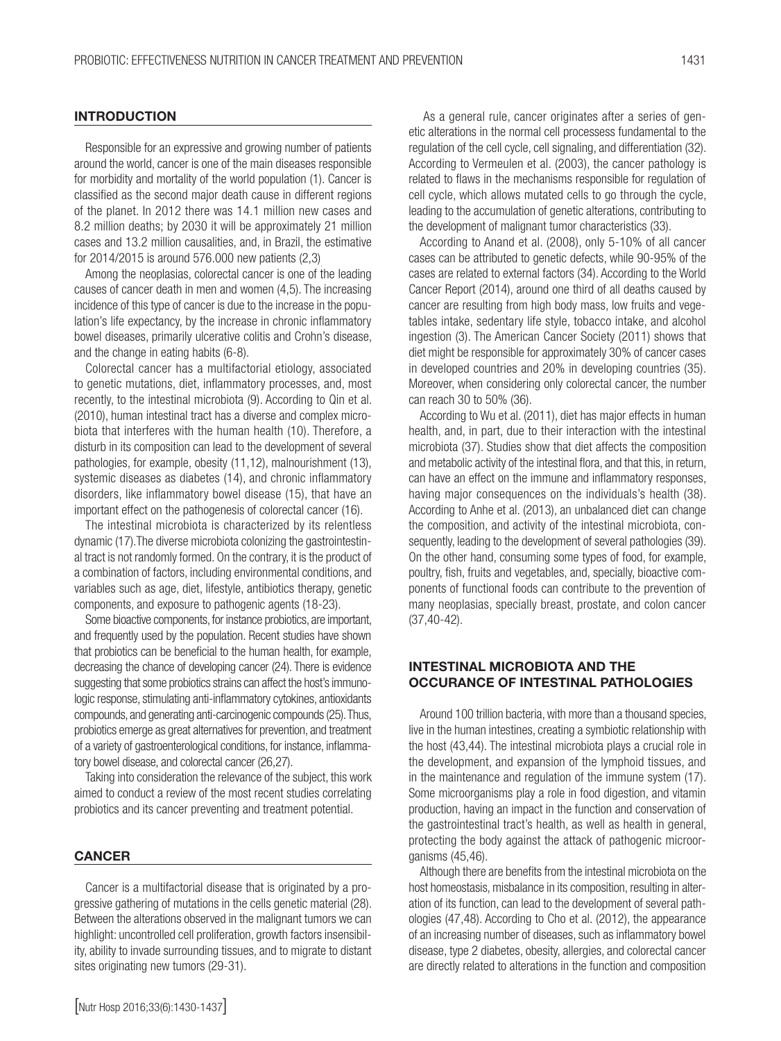## INTRODUCTION

Responsible for an expressive and growing number of patients around the world, cancer is one of the main diseases responsible for morbidity and mortality of the world population (1). Cancer is classified as the second major death cause in different regions of the planet. In 2012 there was 14.1 million new cases and 8.2 million deaths; by 2030 it will be approximately 21 million cases and 13.2 million causalities, and, in Brazil, the estimative for 2014/2015 is around 576.000 new patients (2,3)

Among the neoplasias, colorectal cancer is one of the leading causes of cancer death in men and women (4,5). The increasing incidence of this type of cancer is due to the increase in the population's life expectancy, by the increase in chronic inflammatory bowel diseases, primarily ulcerative colitis and Crohn's disease, and the change in eating habits (6-8).

Colorectal cancer has a multifactorial etiology, associated to genetic mutations, diet, inflammatory processes, and, most recently, to the intestinal microbiota (9). According to Qin et al. (2010), human intestinal tract has a diverse and complex microbiota that interferes with the human health (10). Therefore, a disturb in its composition can lead to the development of several pathologies, for example, obesity (11,12), malnourishment (13), systemic diseases as diabetes (14), and chronic inflammatory disorders, like inflammatory bowel disease (15), that have an important effect on the pathogenesis of colorectal cancer (16).

The intestinal microbiota is characterized by its relentless dynamic (17).The diverse microbiota colonizing the gastrointestinal tract is not randomly formed. On the contrary, it is the product of a combination of factors, including environmental conditions, and variables such as age, diet, lifestyle, antibiotics therapy, genetic components, and exposure to pathogenic agents (18-23).

Some bioactive components, for instance probiotics, are important, and frequently used by the population. Recent studies have shown that probiotics can be beneficial to the human health, for example, decreasing the chance of developing cancer (24). There is evidence suggesting that some probiotics strains can affect the host's immunologic response, stimulating anti-inflammatory cytokines, antioxidants compounds, and generating anti-carcinogenic compounds (25). Thus, probiotics emerge as great alternatives for prevention, and treatment of a variety of gastroenterological conditions, for instance, inflammatory bowel disease, and colorectal cancer (26,27).

Taking into consideration the relevance of the subject, this work aimed to conduct a review of the most recent studies correlating probiotics and its cancer preventing and treatment potential.

## CANCER

Cancer is a multifactorial disease that is originated by a progressive gathering of mutations in the cells genetic material (28). Between the alterations observed in the malignant tumors we can highlight: uncontrolled cell proliferation, growth factors insensibility, ability to invade surrounding tissues, and to migrate to distant sites originating new tumors (29-31).

As a general rule, cancer originates after a series of genetic alterations in the normal cell processess fundamental to the regulation of the cell cycle, cell signaling, and differentiation (32). According to Vermeulen et al. (2003), the cancer pathology is related to flaws in the mechanisms responsible for regulation of cell cycle, which allows mutated cells to go through the cycle, leading to the accumulation of genetic alterations, contributing to the development of malignant tumor characteristics (33).

According to Anand et al. (2008), only 5-10% of all cancer cases can be attributed to genetic defects, while 90-95% of the cases are related to external factors (34). According to the World Cancer Report (2014), around one third of all deaths caused by cancer are resulting from high body mass, low fruits and vegetables intake, sedentary life style, tobacco intake, and alcohol ingestion (3). The American Cancer Society (2011) shows that diet might be responsible for approximately 30% of cancer cases in developed countries and 20% in developing countries (35). Moreover, when considering only colorectal cancer, the number can reach 30 to 50% (36).

According to Wu et al. (2011), diet has major effects in human health, and, in part, due to their interaction with the intestinal microbiota (37). Studies show that diet affects the composition and metabolic activity of the intestinal flora, and that this, in return, can have an effect on the immune and inflammatory responses, having major consequences on the individuals's health (38). According to Anhe et al. (2013), an unbalanced diet can change the composition, and activity of the intestinal microbiota, consequently, leading to the development of several pathologies (39). On the other hand, consuming some types of food, for example, poultry, fish, fruits and vegetables, and, specially, bioactive components of functional foods can contribute to the prevention of many neoplasias, specially breast, prostate, and colon cancer (37,40-42).

## INTESTINAL MICROBIOTA AND THE OCCURANCE OF INTESTINAL PATHOLOGIES

Around 100 trillion bacteria, with more than a thousand species, live in the human intestines, creating a symbiotic relationship with the host (43,44). The intestinal microbiota plays a crucial role in the development, and expansion of the lymphoid tissues, and in the maintenance and regulation of the immune system (17). Some microorganisms play a role in food digestion, and vitamin production, having an impact in the function and conservation of the gastrointestinal tract's health, as well as health in general, protecting the body against the attack of pathogenic microorganisms (45,46).

Although there are benefits from the intestinal microbiota on the host homeostasis, misbalance in its composition, resulting in alteration of its function, can lead to the development of several pathologies (47,48). According to Cho et al. (2012), the appearance of an increasing number of diseases, such as inflammatory bowel disease, type 2 diabetes, obesity, allergies, and colorectal cancer are directly related to alterations in the function and composition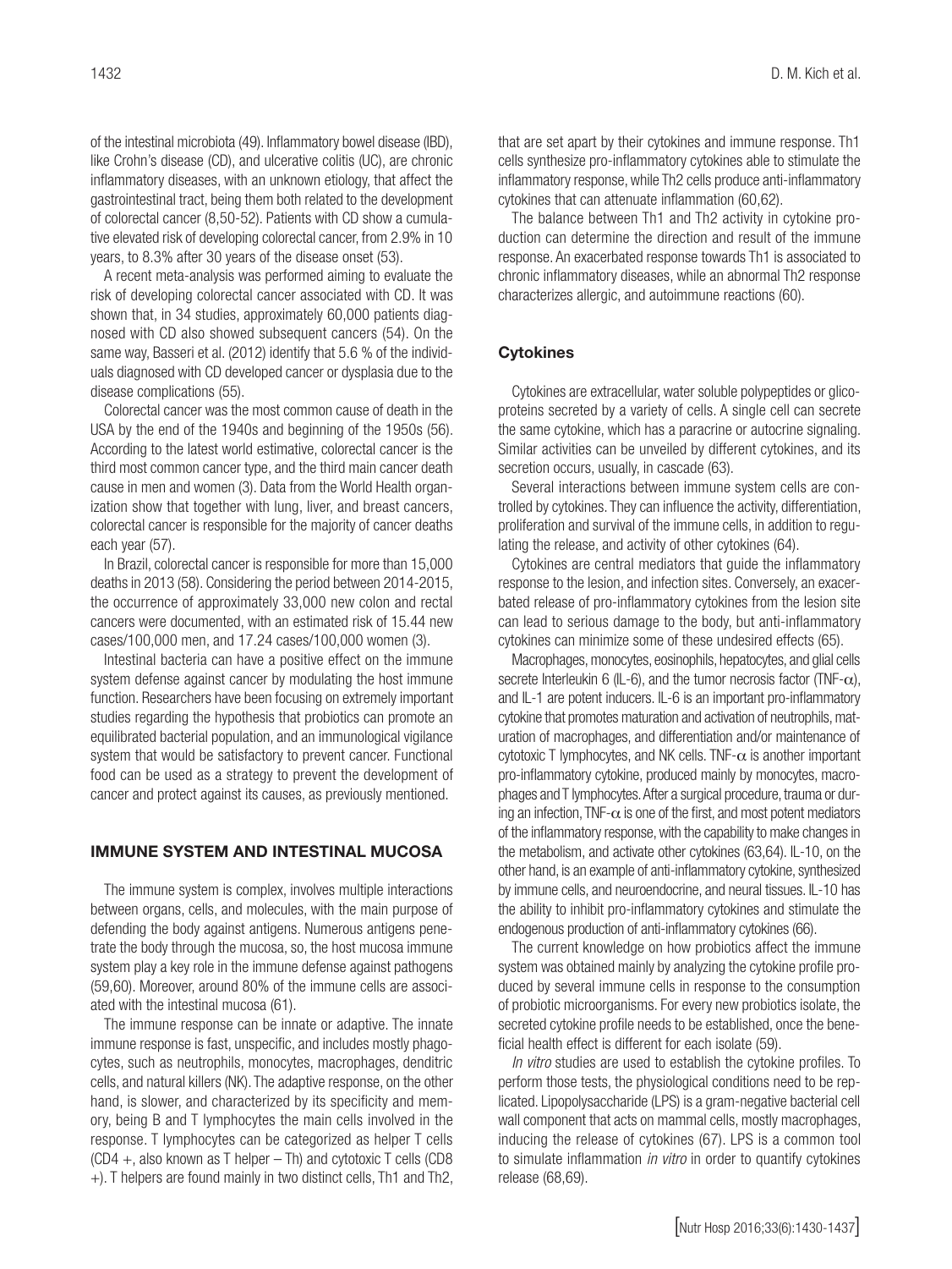of the intestinal microbiota (49). Inflammatory bowel disease (IBD), like Crohn's disease (CD), and ulcerative colitis (UC), are chronic inflammatory diseases, with an unknown etiology, that affect the gastrointestinal tract, being them both related to the development of colorectal cancer (8,50-52). Patients with CD show a cumulative elevated risk of developing colorectal cancer, from 2.9% in 10 years, to 8.3% after 30 years of the disease onset (53).

A recent meta-analysis was performed aiming to evaluate the risk of developing colorectal cancer associated with CD. It was shown that, in 34 studies, approximately 60,000 patients diagnosed with CD also showed subsequent cancers (54). On the same way, Basseri et al. (2012) identify that 5.6 % of the individuals diagnosed with CD developed cancer or dysplasia due to the disease complications (55).

Colorectal cancer was the most common cause of death in the USA by the end of the 1940s and beginning of the 1950s (56). According to the latest world estimative, colorectal cancer is the third most common cancer type, and the third main cancer death cause in men and women (3). Data from the World Health organization show that together with lung, liver, and breast cancers, colorectal cancer is responsible for the majority of cancer deaths each year (57).

In Brazil, colorectal cancer is responsible for more than 15,000 deaths in 2013 (58). Considering the period between 2014-2015, the occurrence of approximately 33,000 new colon and rectal cancers were documented, with an estimated risk of 15.44 new cases/100,000 men, and 17.24 cases/100,000 women (3).

Intestinal bacteria can have a positive effect on the immune system defense against cancer by modulating the host immune function. Researchers have been focusing on extremely important studies regarding the hypothesis that probiotics can promote an equilibrated bacterial population, and an immunological vigilance system that would be satisfactory to prevent cancer. Functional food can be used as a strategy to prevent the development of cancer and protect against its causes, as previously mentioned.

## IMMUNE SYSTEM AND INTESTINAL MUCOSA

The immune system is complex, involves multiple interactions between organs, cells, and molecules, with the main purpose of defending the body against antigens. Numerous antigens penetrate the body through the mucosa, so, the host mucosa immune system play a key role in the immune defense against pathogens (59,60). Moreover, around 80% of the immune cells are associated with the intestinal mucosa (61).

The immune response can be innate or adaptive. The innate immune response is fast, unspecific, and includes mostly phagocytes, such as neutrophils, monocytes, macrophages, denditric cells, and natural killers (NK). The adaptive response, on the other hand, is slower, and characterized by its specificity and memory, being B and T lymphocytes the main cells involved in the response. T lymphocytes can be categorized as helper T cells (CD4 +, also known as T helper – Th) and cytotoxic T cells (CD8 +). T helpers are found mainly in two distinct cells, Th1 and Th2, that are set apart by their cytokines and immune response. Th1 cells synthesize pro-inflammatory cytokines able to stimulate the inflammatory response, while Th2 cells produce anti-inflammatory cytokines that can attenuate inflammation (60,62).

The balance between Th1 and Th2 activity in cytokine production can determine the direction and result of the immune response. An exacerbated response towards Th1 is associated to chronic inflammatory diseases, while an abnormal Th2 response characterizes allergic, and autoimmune reactions (60).

### Cytokines

Cytokines are extracellular, water soluble polypeptides or glicoproteins secreted by a variety of cells. A single cell can secrete the same cytokine, which has a paracrine or autocrine signaling. Similar activities can be unveiled by different cytokines, and its secretion occurs, usually, in cascade (63).

Several interactions between immune system cells are controlled by cytokines. They can influence the activity, differentiation, proliferation and survival of the immune cells, in addition to regulating the release, and activity of other cytokines (64).

Cytokines are central mediators that guide the inflammatory response to the lesion, and infection sites. Conversely, an exacerbated release of pro-inflammatory cytokines from the lesion site can lead to serious damage to the body, but anti-inflammatory cytokines can minimize some of these undesired effects (65).

Macrophages, monocytes, eosinophils, hepatocytes, and glial cells secrete Interleukin 6 (IL-6), and the tumor necrosis factor (TNF-$\alpha$), and IL-1 are potent inducers. IL-6 is an important pro-inflammatory cytokine that promotes maturation and activation of neutrophils, maturation of macrophages, and differentiation and/or maintenance of cytotoxic T lymphocytes, and NK cells. TNF-$\alpha$ is another important pro-inflammatory cytokine, produced mainly by monocytes, macrophages and T lymphocytes. After a surgical procedure, trauma or during an infection, TNF-$\alpha$ is one of the first, and most potent mediators of the inflammatory response, with the capability to make changes in the metabolism, and activate other cytokines (63,64). IL-10, on the other hand, is an example of anti-inflammatory cytokine, synthesized by immune cells, and neuroendocrine, and neural tissues. IL-10 has the ability to inhibit pro-inflammatory cytokines and stimulate the endogenous production of anti-inflammatory cytokines (66).

The current knowledge on how probiotics affect the immune system was obtained mainly by analyzing the cytokine profile produced by several immune cells in response to the consumption of probiotic microorganisms. For every new probiotics isolate, the secreted cytokine profile needs to be established, once the beneficial health effect is different for each isolate (59).

*In vitro* studies are used to establish the cytokine profiles. To perform those tests, the physiological conditions need to be replicated. Lipopolysaccharide (LPS) is a gram-negative bacterial cell wall component that acts on mammal cells, mostly macrophages, inducing the release of cytokines (67). LPS is a common tool to simulate inflammation *in vitro* in order to quantify cytokines release (68,69).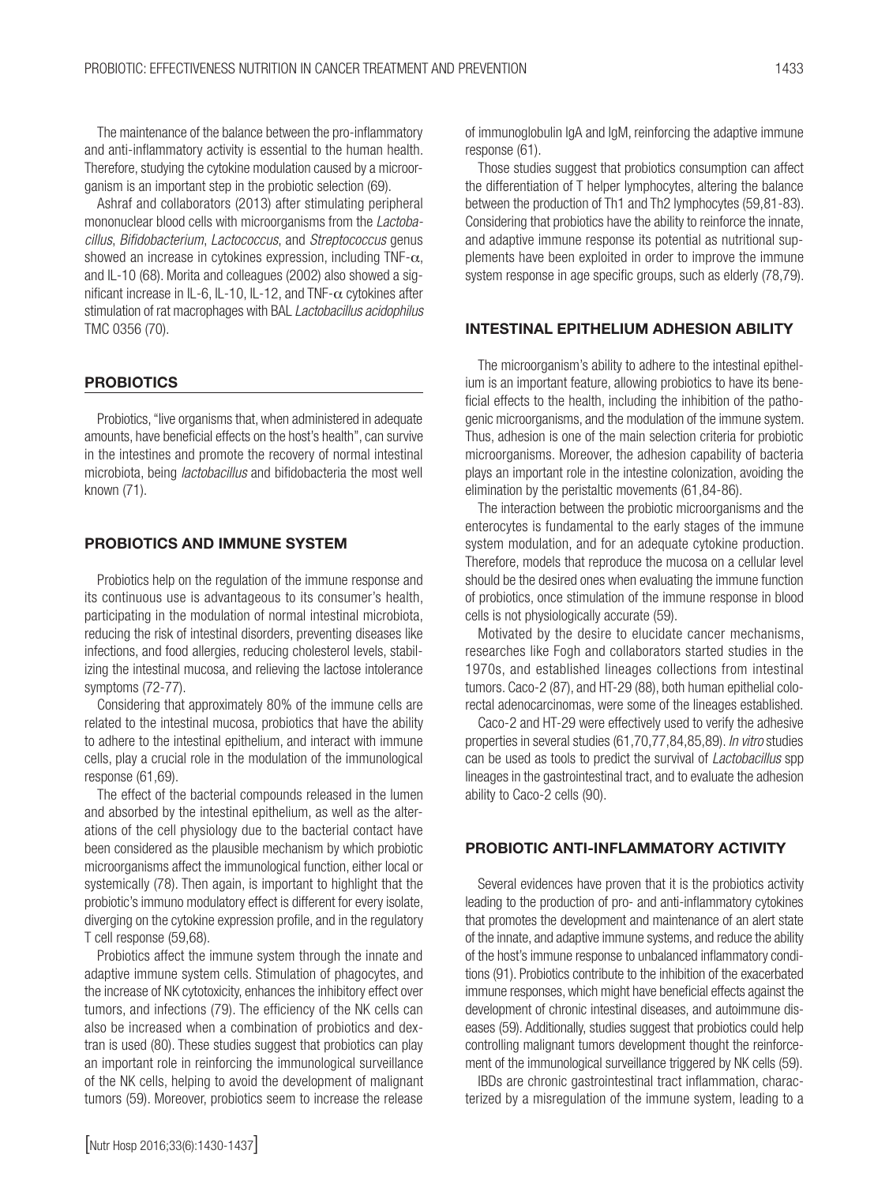The maintenance of the balance between the pro-inflammatory and anti-inflammatory activity is essential to the human health. Therefore, studying the cytokine modulation caused by a microorganism is an important step in the probiotic selection (69).

Ashraf and collaborators (2013) after stimulating peripheral mononuclear blood cells with microorganisms from the *Lactobacillus*, *Bifidobacterium*, *Lactococcus*, and *Streptococcus* genus showed an increase in cytokines expression, including TNF-$\alpha$, and IL-10 (68). Morita and colleagues (2002) also showed a significant increase in IL-6, IL-10, IL-12, and TNF-$\alpha$ cytokines after stimulation of rat macrophages with BAL *Lactobacillus acidophilus* TMC 0356 (70).

## PROBIOTICS

Probiotics, "live organisms that, when administered in adequate amounts, have beneficial effects on the host's health", can survive in the intestines and promote the recovery of normal intestinal microbiota, being *lactobacillus* and bifidobacteria the most well known (71).

## PROBIOTICS AND IMMUNE SYSTEM

Probiotics help on the regulation of the immune response and its continuous use is advantageous to its consumer's health, participating in the modulation of normal intestinal microbiota, reducing the risk of intestinal disorders, preventing diseases like infections, and food allergies, reducing cholesterol levels, stabilizing the intestinal mucosa, and relieving the lactose intolerance symptoms (72-77).

Considering that approximately 80% of the immune cells are related to the intestinal mucosa, probiotics that have the ability to adhere to the intestinal epithelium, and interact with immune cells, play a crucial role in the modulation of the immunological response (61,69).

The effect of the bacterial compounds released in the lumen and absorbed by the intestinal epithelium, as well as the alterations of the cell physiology due to the bacterial contact have been considered as the plausible mechanism by which probiotic microorganisms affect the immunological function, either local or systemically (78). Then again, is important to highlight that the probiotic's immuno modulatory effect is different for every isolate, diverging on the cytokine expression profile, and in the regulatory T cell response (59,68).

Probiotics affect the immune system through the innate and adaptive immune system cells. Stimulation of phagocytes, and the increase of NK cytotoxicity, enhances the inhibitory effect over tumors, and infections (79). The efficiency of the NK cells can also be increased when a combination of probiotics and dextran is used (80). These studies suggest that probiotics can play an important role in reinforcing the immunological surveillance of the NK cells, helping to avoid the development of malignant tumors (59). Moreover, probiotics seem to increase the release of immunoglobulin IgA and IgM, reinforcing the adaptive immune response (61).

Those studies suggest that probiotics consumption can affect the differentiation of T helper lymphocytes, altering the balance between the production of Th1 and Th2 lymphocytes (59,81-83). Considering that probiotics have the ability to reinforce the innate, and adaptive immune response its potential as nutritional supplements have been exploited in order to improve the immune system response in age specific groups, such as elderly (78,79).

## INTESTINAL EPITHELIUM ADHESION ABILITY

The microorganism's ability to adhere to the intestinal epithelium is an important feature, allowing probiotics to have its beneficial effects to the health, including the inhibition of the pathogenic microorganisms, and the modulation of the immune system. Thus, adhesion is one of the main selection criteria for probiotic microorganisms. Moreover, the adhesion capability of bacteria plays an important role in the intestine colonization, avoiding the elimination by the peristaltic movements (61,84-86).

The interaction between the probiotic microorganisms and the enterocytes is fundamental to the early stages of the immune system modulation, and for an adequate cytokine production. Therefore, models that reproduce the mucosa on a cellular level should be the desired ones when evaluating the immune function of probiotics, once stimulation of the immune response in blood cells is not physiologically accurate (59).

Motivated by the desire to elucidate cancer mechanisms, researches like Fogh and collaborators started studies in the 1970s, and established lineages collections from intestinal tumors. Caco-2 (87), and HT-29 (88), both human epithelial colorectal adenocarcinomas, were some of the lineages established.

Caco-2 and HT-29 were effectively used to verify the adhesive properties in several studies (61,70,77,84,85,89). *In vitro* studies can be used as tools to predict the survival of *Lactobacillus* spp lineages in the gastrointestinal tract, and to evaluate the adhesion ability to Caco-2 cells (90).

## PROBIOTIC ANTI-INFLAMMATORY ACTIVITY

Several evidences have proven that it is the probiotics activity leading to the production of pro- and anti-inflammatory cytokines that promotes the development and maintenance of an alert state of the innate, and adaptive immune systems, and reduce the ability of the host's immune response to unbalanced inflammatory conditions (91). Probiotics contribute to the inhibition of the exacerbated immune responses, which might have beneficial effects against the development of chronic intestinal diseases, and autoimmune diseases (59). Additionally, studies suggest that probiotics could help controlling malignant tumors development thought the reinforcement of the immunological surveillance triggered by NK cells (59).

IBDs are chronic gastrointestinal tract inflammation, characterized by a misregulation of the immune system, leading to a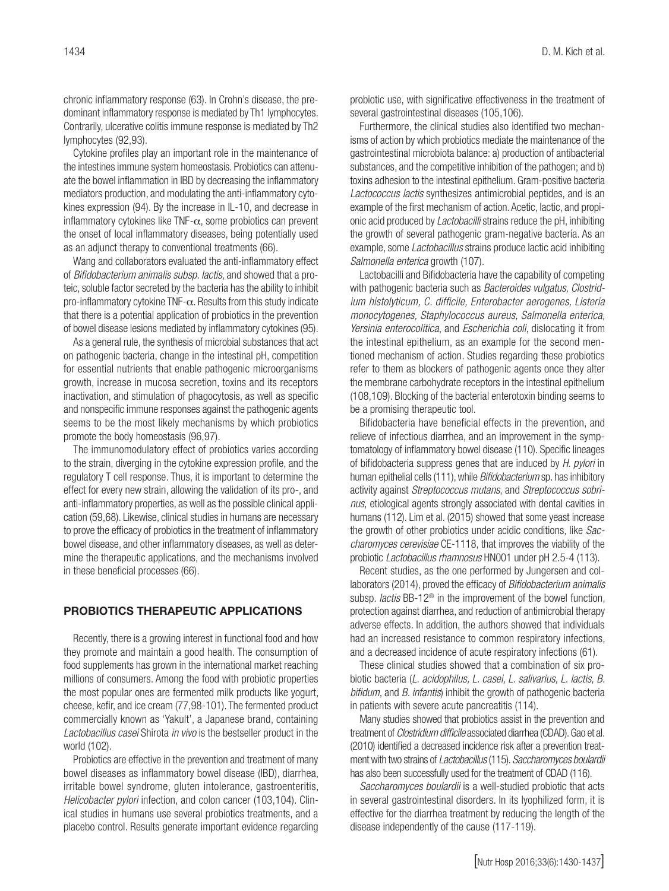chronic inflammatory response (63). In Crohn's disease, the predominant inflammatory response is mediated by Th1 lymphocytes. Contrarily, ulcerative colitis immune response is mediated by Th2 lymphocytes (92,93).

Cytokine profiles play an important role in the maintenance of the intestines immune system homeostasis. Probiotics can attenuate the bowel inflammation in IBD by decreasing the inflammatory mediators production, and modulating the anti-inflammatory cytokines expression (94). By the increase in IL-10, and decrease in inflammatory cytokines like TNF-$\alpha$, some probiotics can prevent the onset of local inflammatory diseases, being potentially used as an adjunct therapy to conventional treatments (66).

Wang and collaborators evaluated the anti-inflammatory effect of *Bifidobacterium animalis subsp. lactis*, and showed that a proteic, soluble factor secreted by the bacteria has the ability to inhibit pro-inflammatory cytokine TNF-$\alpha$. Results from this study indicate that there is a potential application of probiotics in the prevention of bowel disease lesions mediated by inflammatory cytokines (95).

As a general rule, the synthesis of microbial substances that act on pathogenic bacteria, change in the intestinal pH, competition for essential nutrients that enable pathogenic microorganisms growth, increase in mucosa secretion, toxins and its receptors inactivation, and stimulation of phagocytosis, as well as specific and nonspecific immune responses against the pathogenic agents seems to be the most likely mechanisms by which probiotics promote the body homeostasis (96,97).

The immunomodulatory effect of probiotics varies according to the strain, diverging in the cytokine expression profile, and the regulatory T cell response. Thus, it is important to determine the effect for every new strain, allowing the validation of its pro-, and anti-inflammatory properties, as well as the possible clinical application (59,68). Likewise, clinical studies in humans are necessary to prove the efficacy of probiotics in the treatment of inflammatory bowel disease, and other inflammatory diseases, as well as determine the therapeutic applications, and the mechanisms involved in these beneficial processes (66).

## PROBIOTICS THERAPEUTIC APPLICATIONS

Recently, there is a growing interest in functional food and how they promote and maintain a good health. The consumption of food supplements has grown in the international market reaching millions of consumers. Among the food with probiotic properties the most popular ones are fermented milk products like yogurt, cheese, kefir, and ice cream (77,98-101). The fermented product commercially known as 'Yakult', a Japanese brand, containing *Lactobacillus casei* Shirota *in vivo* is the bestseller product in the world (102).

Probiotics are effective in the prevention and treatment of many bowel diseases as inflammatory bowel disease (IBD), diarrhea, irritable bowel syndrome, gluten intolerance, gastroenteritis, *Helicobacter pylori* infection, and colon cancer (103,104). Clinical studies in humans use several probiotics treatments, and a placebo control. Results generate important evidence regarding probiotic use, with significative effectiveness in the treatment of several gastrointestinal diseases (105,106).

Furthermore, the clinical studies also identified two mechanisms of action by which probiotics mediate the maintenance of the gastrointestinal microbiota balance: a) production of antibacterial substances, and the competitive inhibition of the pathogen; and b) toxins adhesion to the intestinal epithelium. Gram-positive bacteria *Lactococcus lactis* synthesizes antimicrobial peptides, and is an example of the first mechanism of action. Acetic, lactic, and propionic acid produced by *Lactobacilli* strains reduce the pH, inhibiting the growth of several pathogenic gram-negative bacteria. As an example, some *Lactobacillus* strains produce lactic acid inhibiting *Salmonella enterica* growth (107).

Lactobacilli and Bifidobacteria have the capability of competing with pathogenic bacteria such as *Bacteroides vulgatus, Clostridium histolyticum, C. difficile, Enterobacter aerogenes, Listeria monocytogenes, Staphylococcus aureus, Salmonella enterica, Yersinia enterocolitica*, and *Escherichia coli*, dislocating it from the intestinal epithelium, as an example for the second mentioned mechanism of action. Studies regarding these probiotics refer to them as blockers of pathogenic agents once they alter the membrane carbohydrate receptors in the intestinal epithelium (108,109). Blocking of the bacterial enterotoxin binding seems to be a promising therapeutic tool.

Bifidobacteria have beneficial effects in the prevention, and relieve of infectious diarrhea, and an improvement in the symptomatology of inflammatory bowel disease (110). Specific lineages of bifidobacteria suppress genes that are induced by *H. pylori* in human epithelial cells (111), while *Bifidobacterium* sp. has inhibitory activity against *Streptococcus mutans*, and *Streptococcus sobrinus*, etiological agents strongly associated with dental cavities in humans (112). Lim et al. (2015) showed that some yeast increase the growth of other probiotics under acidic conditions, like *Saccharomyces cerevisiae* CE-1118, that improves the viability of the probiotic *Lactobacillus rhamnosus* HN001 under pH 2.5-4 (113).

Recent studies, as the one performed by Jungersen and collaborators (2014), proved the efficacy of *Bifidobacterium animalis* subsp. *lactis* BB-12® in the improvement of the bowel function, protection against diarrhea, and reduction of antimicrobial therapy adverse effects. In addition, the authors showed that individuals had an increased resistance to common respiratory infections, and a decreased incidence of acute respiratory infections (61).

These clinical studies showed that a combination of six probiotic bacteria (*L. acidophilus, L. casei, L. salivarius, L. lactis, B. bifidum*, and *B. infantis*) inhibit the growth of pathogenic bacteria in patients with severe acute pancreatitis (114).

Many studies showed that probiotics assist in the prevention and treatment of *Clostridium difficile* associated diarrhea (CDAD). Gao et al. (2010) identified a decreased incidence risk after a prevention treatment with two strains of *Lactobacillus* (115). *Saccharomyces boulardii* has also been successfully used for the treatment of CDAD (116).

*Saccharomyces boulardii* is a well-studied probiotic that acts in several gastrointestinal disorders. In its lyophilized form, it is effective for the diarrhea treatment by reducing the length of the disease independently of the cause (117-119).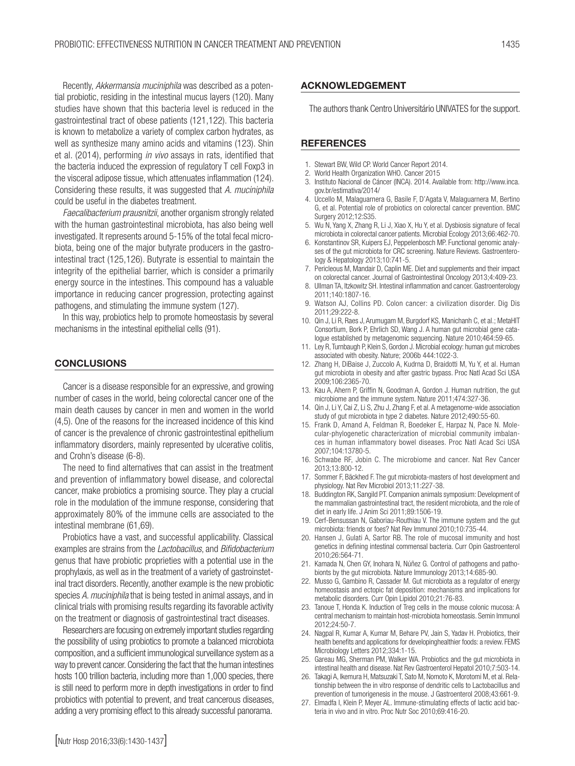Recently, *Akkermansia muciniphila* was described as a potential probiotic, residing in the intestinal mucus layers (120). Many studies have shown that this bacteria level is reduced in the gastrointestinal tract of obese patients (121,122). This bacteria is known to metabolize a variety of complex carbon hydrates, as well as synthesize many amino acids and vitamins (123). Shin et al. (2014), performing *in vivo* assays in rats, identified that the bacteria induced the expression of regulatory T cell Foxp3 in the visceral adipose tissue, which attenuates inflammation (124). Considering these results, it was suggested that *A. muciniphila* could be useful in the diabetes treatment.

*Faecalibacterium prausnitzii*, another organism strongly related with the human gastrointestinal microbiota, has also being well investigated. It represents around 5-15% of the total fecal microbiota, being one of the major butyrate producers in the gastrointestinal tract (125,126). Butyrate is essential to maintain the integrity of the epithelial barrier, which is consider a primarily energy source in the intestines. This compound has a valuable importance in reducing cancer progression, protecting against pathogens, and stimulating the immune system (127).

In this way, probiotics help to promote homeostasis by several mechanisms in the intestinal epithelial cells (91).

## CONCLUSIONS

Cancer is a disease responsible for an expressive, and growing number of cases in the world, being colorectal cancer one of the main death causes by cancer in men and women in the world (4,5). One of the reasons for the increased incidence of this kind of cancer is the prevalence of chronic gastrointestinal epithelium inflammatory disorders, mainly represented by ulcerative colitis, and Crohn's disease (6-8).

The need to find alternatives that can assist in the treatment and prevention of inflammatory bowel disease, and colorectal cancer, make probiotics a promising source. They play a crucial role in the modulation of the immune response, considering that approximately 80% of the immune cells are associated to the intestinal membrane (61,69).

Probiotics have a vast, and successful applicability. Classical examples are strains from the *Lactobacillus*, and *Bifidobacterium* genus that have probiotic proprieties with a potential use in the prophylaxis, as well as in the treatment of a variety of gastrointestinal tract disorders. Recently, another example is the new probiotic species *A. muciniphila* that is being tested in animal assays, and in clinical trials with promising results regarding its favorable activity on the treatment or diagnosis of gastrointestinal tract diseases.

Researchers are focusing on extremely important studies regarding the possibility of using probiotics to promote a balanced microbiota composition, and a sufficient immunological surveillance system as a way to prevent cancer. Considering the fact that the human intestines hosts 100 trillion bacteria, including more than 1,000 species, there is still need to perform more in depth investigations in order to find probiotics with potential to prevent, and treat cancerous diseases, adding a very promising effect to this already successful panorama.

## ACKNOWLEDGEMENT

The authors thank Centro Universitário UNIVATES for the support.

## REFERENCES

1. Stewart BW, Wild CP. World Cancer Report 2014.
2. World Health Organization WHO. Cancer 2015
3. Instituto Nacional de Cáncer (INCA). 2014. Available from: http://www.inca.gov.br/estimativa/2014/
4. Uccello M, Malaguarnera G, Basile F, D'Agata V, Malaguarnera M, Bertino G, et al. Potential role of probiotics on colorectal cancer prevention. BMC Surgery 2012;12:S35.
5. Wu N, Yang X, Zhang R, Li J, Xiao X, Hu Y, et al. Dysbiosis signature of fecal microbiota in colorectal cancer patients. Microbial Ecology 2013;66:462-70.
6. Konstantinov SR, Kuipers EJ, Peppelenbosch MP. Functional genomic analyses of the gut microbiota for CRC screening. Nature Reviews. Gastroenterology & Hepatology 2013;10:741-5.
7. Pericleous M, Mandair D, Caplin ME. Diet and supplements and their impact on colorectal cancer. Journal of Gastrointestinal Oncology 2013;4:409-23.
8. Ullman TA, Itzkowitz SH. Intestinal inflammation and cancer. Gastroenterology 2011;140:1807-16.
9. Watson AJ, Collins PD. Colon cancer: a civilization disorder. Dig Dis 2011;29:222-8.
10. Qin J, Li R, Raes J, Arumugam M, Burgdorf KS, Manichanh C, et al.; MetaHIT Consortium, Bork P, Ehrlich SD, Wang J. A human gut microbial gene catalogue established by metagenomic sequencing. Nature 2010;464:59-65.
11. Ley R, Turnbaugh P, Klein S, Gordon J. Microbial ecology: human gut microbes associated with obesity. Nature; 2006b 444:1022-3.
12. Zhang H, DiBaise J, Zuccolo A, Kudrna D, Braidotti M, Yu Y, et al. Human gut microbiota in obesity and after gastric bypass. Proc Natl Acad Sci USA 2009;106:2365-70.
13. Kau A, Ahern P, Griffin N, Goodman A, Gordon J. Human nutrition, the gut microbiome and the immune system. Nature 2011;474:327-36.
14. Qin J, Li Y, Cai Z, Li S, Zhu J, Zhang F, et al. A metagenome-wide association study of gut microbiota in type 2 diabetes. Nature 2012;490:55-60.
15. Frank D, Amand A, Feldman R, Boedeker E, Harpaz N, Pace N. Molecular-phylogenetic characterization of microbial community imbalances in human inflammatory bowel diseases. Proc Natl Acad Sci USA 2007;104:13780-5.
16. Schwabe RF, Jobin C. The microbiome and cancer. Nat Rev Cancer 2013;13:800-12.
17. Sommer F, Bäckhed F. The gut microbiota-masters of host development and physiology. Nat Rev Microbiol 2013;11:227-38.
18. Buddington RK, Sangild PT. Companion animals symposium: Development of the mammalian gastrointestinal tract, the resident microbiota, and the role of diet in early life. J Anim Sci 2011;89:1506-19.
19. Cerf-Bensussan N, Gaboriau-Routhiau V. The immune system and the gut microbiota: friends or foes? Nat Rev Immunol 2010;10:735-44.
20. Hansen J, Gulati A, Sartor RB. The role of mucosal immunity and host genetics in defining intestinal commensal bacteria. Curr Opin Gastroenterol 2010;26:564-71.
21. Kamada N, Chen GY, Inohara N, Núñez G. Control of pathogens and pathobionts by the gut microbiota. Nature Immunology 2013;14:685-90.
22. Musso G, Gambino R, Cassader M. Gut microbiota as a regulator of energy homeostasis and ectopic fat deposition: mechanisms and implications for metabolic disorders. Curr Opin Lipidol 2010;21:76-83.
23. Tanoue T, Honda K. Induction of Treg cells in the mouse colonic mucosa: A central mechanism to maintain host-microbiota homeostasis. Semin Immunol 2012;24:50-7.
24. Nagpal R, Kumar A, Kumar M, Behare PV, Jain S, Yadav H. Probiotics, their health benefits and applications for developinghealthier foods: a review. FEMS Microbiology Letters 2012;334:1-15.
25. Gareau MG, Sherman PM, Walker WA. Probiotics and the gut microbiota in intestinal health and disease. Nat Rev Gastroenterol Hepatol 2010;7:503-14.
26. Takagi A, Ikemura H, Matsuzaki T, Sato M, Nomoto K, Morotomi M, et al. Relationship between the in vitro response of dendritic cells to Lactobacillus and prevention of tumorigenesis in the mouse. J Gastroenterol 2008;43:661-9.
27. Elmadfa I, Klein P, Meyer AL. Immune-stimulating effects of lactic acid bacteria in vivo and in vitro. Proc Nutr Soc 2010;69:416-20.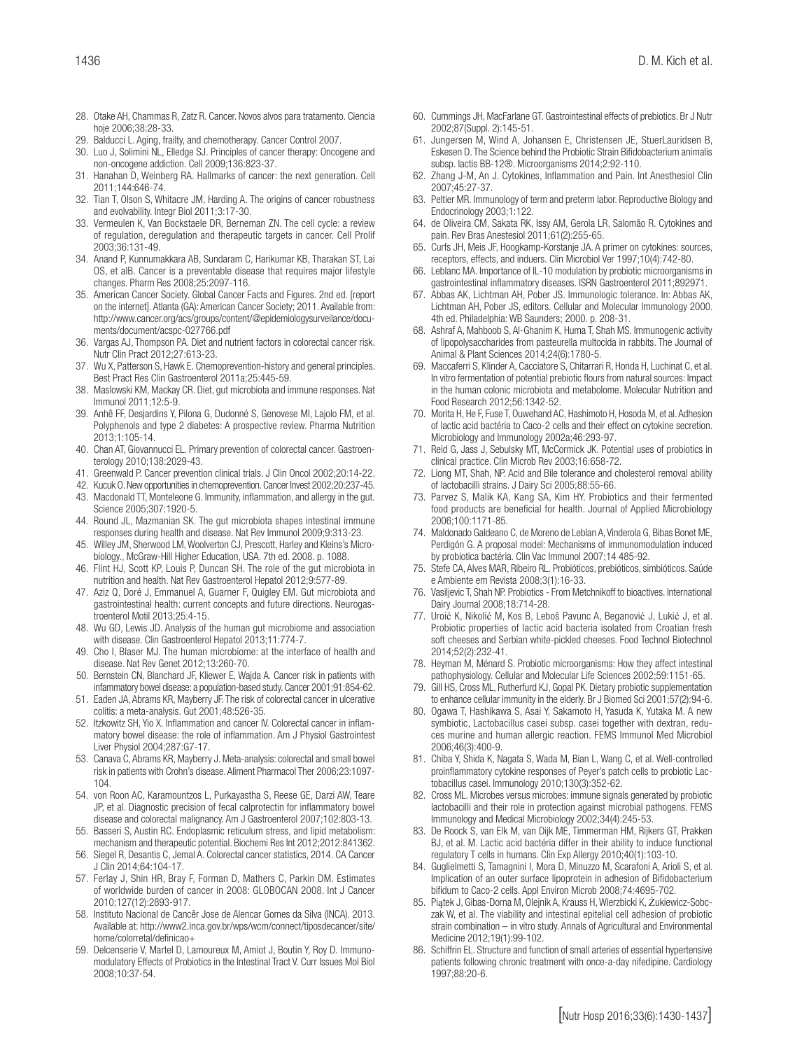28. Otake AH, Chammas R, Zatz R. Cancer. Novos alvos para tratamento. Ciencia hoje 2006;38:28-33.
29. Balducci L. Aging, frailty, and chemotherapy. Cancer Control 2007.
30. Luo J, Solimini NL, Elledge SJ. Principles of cancer therapy: Oncogene and non-oncogene addiction. Cell 2009;136:823-37.
31. Hanahan D, Weinberg RA. Hallmarks of cancer: the next generation. Cell 2011;144:646-74.
32. Tian T, Olson S, Whitacre JM, Harding A. The origins of cancer robustness and evolvability. Integr Biol 2011;3:17-30.
33. Vermeulen K, Van Bockstaele DR, Berneman ZN. The cell cycle: a review of regulation, deregulation and therapeutic targets in cancer. Cell Prolif 2003;36:131-49.
34. Anand P, Kunnumakkara AB, Sundaram C, Harikumar KB, Tharakan ST, Lai OS, et alB. Cancer is a preventable disease that requires major lifestyle changes. Pharm Res 2008;25:2097-116.
35. American Cancer Society. Global Cancer Facts and Figures. 2nd ed. [report on the internet]. Atlanta (GA): American Cancer Society; 2011. Available from: http://www.cancer.org/acs/groups/content/@epidemiologysurveilance/documents/document/acspc-027766.pdf
36. Vargas AJ, Thompson PA. Diet and nutrient factors in colorectal cancer risk. Nutr Clin Pract 2012;27:613-23.
37. Wu X, Patterson S, Hawk E. Chemoprevention-history and general principles. Best Pract Res Clin Gastroenterol 2011a;25:445-59.
38. Maslowski KM, Mackay CR. Diet, gut microbiota and immune responses. Nat Immunol 2011;12:5-9.
39. Anhê FF, Desjardins Y, Pilona G, Dudonné S, Genovese MI, Lajolo FM, et al. Polyphenols and type 2 diabetes: A prospective review. Pharma Nutrition 2013;1:105-14.
40. Chan AT, Giovannucci EL. Primary prevention of colorectal cancer. Gastroenterology 2010;138:2029-43.
41. Greenwald P. Cancer prevention clinical trials. J Clin Oncol 2002;20:14-22.
42. Kucuk O. New opportunities in chemoprevention. Cancer Invest 2002;20:237-45.
43. Macdonald TT, Monteleone G. Immunity, inflammation, and allergy in the gut. Science 2005;307:1920-5.
44. Round JL, Mazmanian SK. The gut microbiota shapes intestinal immune responses during health and disease. Nat Rev Immunol 2009;9:313-23.
45. Willey JM, Sherwood LM, Woolverton CJ, Prescott, Harley and Kleins's Microbiology., McGraw-Hill Higher Education, USA. 7th ed. 2008. p. 1088.
46. Flint HJ, Scott KP, Louis P, Duncan SH. The role of the gut microbiota in nutrition and health. Nat Rev Gastroenterol Hepatol 2012;9:577-89.
47. Aziz Q, Doré J, Emmanuel A, Guarner F, Quigley EM. Gut microbiota and gastrointestinal health: current concepts and future directions. Neurogastroenterol Motil 2013;25:4-15.
48. Wu GD, Lewis JD. Analysis of the human gut microbiome and association with disease. Clin Gastroenterol Hepatol 2013;11:774-7.
49. Cho I, Blaser MJ. The human microbiome: at the interface of health and disease. Nat Rev Genet 2012;13:260-70.
50. Bernstein CN, Blanchard JF, Kliewer E, Wajda A. Cancer risk in patients with inflammatory bowel disease: a population-based study. Cancer 2001;91:854-62.
51. Eaden JA, Abrams KR, Mayberry JF. The risk of colorectal cancer in ulcerative colitis: a meta-analysis. Gut 2001;48:526-35.
52. Itzkowitz SH, Yio X. Inflammation and cancer IV. Colorectal cancer in inflammatory bowel disease: the role of inflammation. Am J Physiol Gastrointest Liver Physiol 2004;287:G7-17.
53. Canava C, Abrams KR, Mayberry J. Meta-analysis: colorectal and small bowel risk in patients with Crohn's disease. Aliment Pharmacol Ther 2006;23:1097-104.
54. von Roon AC, Karamountzos L, Purkayastha S, Reese GE, Darzi AW, Teare JP, et al. Diagnostic precision of fecal calprotectin for inflammatory bowel disease and colorectal malignancy. Am J Gastroenterol 2007;102:803-13.
55. Basseri S, Austin RC. Endoplasmic reticulum stress, and lipid metabolism: mechanism and therapeutic potential. Biochemi Res Int 2012;2012:841362.
56. Siegel R, Desantis C, Jemal A. Colorectal cancer statistics, 2014. CA Cancer J Clin 2014;64:104-17.
57. Ferlay J, Shin HR, Bray F, Forman D, Mathers C, Parkin DM. Estimates of worldwide burden of cancer in 2008: GLOBOCAN 2008. Int J Cancer 2010;127(12):2893-917.
58. Instituto Nacional de Cancêr Jose de Alencar Gomes da Silva (INCA). 2013. Available at: http://www2.inca.gov.br/wps/wcm/connect/tiposdecancer/site/home/colorretal/definicao+
59. Delcenserie V, Martel D, Lamoureux M, Amiot J, Boutin Y, Roy D. Immunomodulatory Effects of Probiotics in the Intestinal Tract V. Curr Issues Mol Biol 2008;10:37-54.
60. Cummings JH, MacFarlane GT. Gastrointestinal effects of prebiotics. Br J Nutr 2002;87(Suppl. 2):145-51.
61. Jungersen M, Wind A, Johansen E, Christensen JE, StuerLauridsen B, Eskesen D. The Science behind the Probiotic Strain Bifidobacterium animalis subsp. lactis BB-12®. Microorganisms 2014;2:92-110.
62. Zhang J-M, An J. Cytokines, Inflammation and Pain. Int Anesthesiol Clin 2007;45:27-37.
63. Peltier MR. Immunology of term and preterm labor. Reproductive Biology and Endocrinology 2003;1:122.
64. de Oliveira CM, Sakata RK, Issy AM, Gerola LR, Salomão R. Cytokines and pain. Rev Bras Anestesiol 2011;61(2):255-65.
65. Curfs JH, Meis JF, Hoogkamp-Korstanje JA. A primer on cytokines: sources, receptors, effects, and induers. Clin Microbiol Ver 1997;10(4):742-80.
66. Leblanc MA. Importance of IL-10 modulation by probiotic microorganisms in gastrointestinal inflammatory diseases. ISRN Gastroenterol 2011;892971.
67. Abbas AK, Lichtman AH, Pober JS. Immunologic tolerance. In: Abbas AK, Lichtman AH, Pober JS, editors. Cellular and Molecular Immunology 2000. 4th ed. Philadelphia: WB Saunders; 2000. p. 208-31.
68. Ashraf A, Mahboob S, Al-Ghanim K, Huma T, Shah MS. Immunogenic activity of lipopolysaccharides from pasteurella multocida in rabbits. The Journal of Animal & Plant Sciences 2014;24(6):1780-5.
69. Maccaferri S, Klinder A, Cacciatore S, Chitarrari R, Honda H, Luchinat C, et al. In vitro fermentation of potential prebiotic flours from natural sources: Impact in the human colonic microbiota and metabolome. Molecular Nutrition and Food Research 2012;56:1342-52.
70. Morita H, He F, Fuse T, Ouwehand AC, Hashimoto H, Hosoda M, et al. Adhesion of lactic acid bactéria to Caco-2 cells and their effect on cytokine secretion. Microbiology and Immunology 2002a;46:293-97.
71. Reid G, Jass J, Sebulsky MT, McCormick JK. Potential uses of probiotics in clinical practice. Clin Microb Rev 2003;16:658-72.
72. Liong MT, Shah, NP. Acid and Bile tolerance and cholesterol removal ability of lactobacilli strains. J Dairy Sci 2005;88:55-66.
73. Parvez S, Malik KA, Kang SA, Kim HY. Probiotics and their fermented food products are beneficial for health. Journal of Applied Microbiology 2006;100:1171-85.
74. Maldonado Galdeano C, de Moreno de Leblan A, Vinderola G, Bibas Bonet ME, Perdigón G. A proposal model: Mechanisms of immunomodulation induced by probiotica bactéria. Clin Vac Immunol 2007;14 485-92.
75. Stefe CA, Alves MAR, Ribeiro RL. Probióticos, prebióticos, simbióticos. Saúde e Ambiente em Revista 2008;3(1):16-33.
76. Vasiljevic T, Shah NP. Probiotics - From Metchnikoff to bioactives. International Dairy Journal 2008;18:714-28.
77. Uroić K, Nikolić M, Kos B, Leboš Pavunc A, Beganović J, Lukić J, et al. Probiotic properties of lactic acid bacteria isolated from Croatian fresh soft cheeses and Serbian white-pickled cheeses. Food Technol Biotechnol 2014;52(2):232-41.
78. Heyman M, Ménard S. Probiotic microorganisms: How they affect intestinal pathophysiology. Cellular and Molecular Life Sciences 2002;59:1151-65.
79. Gill HS, Cross ML, Rutherfurd KJ, Gopal PK. Dietary probiotic supplementation to enhance cellular immunity in the elderly. Br J Biomed Sci 2001;57(2):94-6.
80. Ogawa T, Hashikawa S, Asai Y, Sakamoto H, Yasuda K, Yutaka M. A new symbiotic, Lactobacillus casei subsp. casei together with dextran, reduces murine and human allergic reaction. FEMS Immunol Med Microbiol 2006;46(3):400-9.
81. Chiba Y, Shida K, Nagata S, Wada M, Bian L, Wang C, et al. Well-controlled proinflammatory cytokine responses of Peyer's patch cells to probiotic Lactobacillus casei. Immunology 2010;130(3):352-62.
82. Cross ML. Microbes versus microbes: immune signals generated by probiotic lactobacilli and their role in protection against microbial pathogens. FEMS Immunology and Medical Microbiology 2002;34(4):245-53.
83. De Roock S, van Elk M, van Dijk ME, Timmerman HM, Rijkers GT, Prakken BJ, et al. M. Lactic acid bactéria differ in their ability to induce functional regulatory T cells in humans. Clin Exp Allergy 2010;40(1):103-10.
84. Guglielmetti S, Tamagnini I, Mora D, Minuzzo M, Scarafoni A, Arioli S, et al. Implication of an outer surface lipoprotein in adhesion of Bifidobacterium bifidum to Caco-2 cells. Appl Environ Microb 2008;74:4695-702.
85. Piątek J, Gibas-Dorna M, Olejnik A, Krauss H, Wierzbicki K, Żukiewicz-Sobczak W, et al. The viability and intestinal epitelial cell adhesion of probiotic strain combination – in vitro study. Annals of Agricultural and Environmental Medicine 2012;19(1):99-102.
86. Schiffrin EL. Structure and function of small arteries of essential hypertensive patients following chronic treatment with once-a-day nifedipine. Cardiology 1997;88:20-6.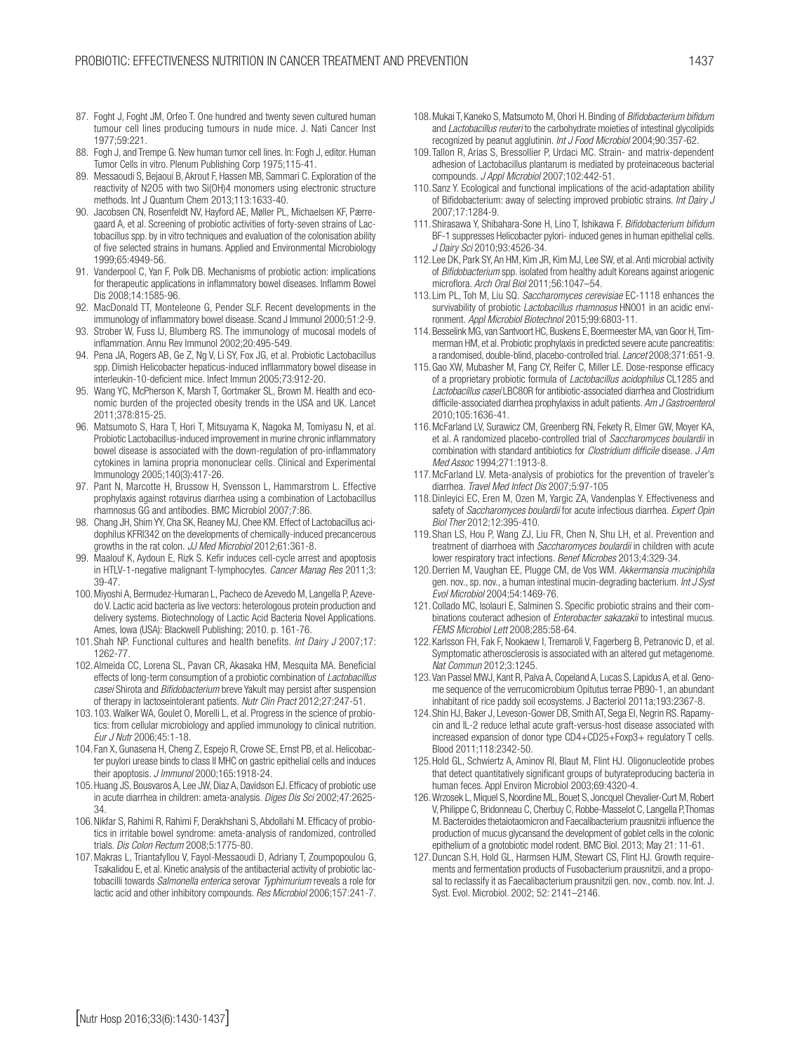87. Foght J, Foght JM, Orfeo T. One hundred and twenty seven cultured human tumour cell lines producing tumours in nude mice. J. Nati Cancer Inst 1977;59:221.
88. Fogh J, and Trempe G. New human tumor cell lines. In: Fogh J, editor. Human Tumor Cells in vitro. Plenum Publishing Corp 1975;115-41.
89. Messaoudi S, Bejaoui B, Akrout F, Hassen MB, Sammari C. Exploration of the reactivity of N2O5 with two Si(OH)4 monomers using electronic structure methods. Int J Quantum Chem 2013;113:1633-40.
90. Jacobsen CN, Rosenfeldt NV, Hayford AE, Møller PL, Michaelsen KF, Pærregaard A, et al. Screening of probiotic activities of forty-seven strains of Lactobacillus spp. by in vitro techniques and evaluation of the colonisation ability of five selected strains in humans. Applied and Environmental Microbiology 1999;65:4949-56.
91. Vanderpool C, Yan F, Polk DB. Mechanisms of probiotic action: implications for therapeutic applications in inflammatory bowel diseases. Inflamm Bowel Dis 2008;14:1585-96.
92. MacDonald TT, Monteleone G, Pender SLF. Recent developments in the immunology of inflammatory bowel disease. Scand J Immunol 2000;51:2-9.
93. Strober W, Fuss IJ, Blumberg RS. The immunology of mucosal models of inflammation. Annu Rev Immunol 2002;20:495-549.
94. Pena JA, Rogers AB, Ge Z, Ng V, Li SY, Fox JG, et al. Probiotic Lactobacillus spp. Dimish Helicobacter hepaticus-induced infllammatory bowel disease in interleukin-10-deficient mice. Infect Immun 2005;73:912-20.
95. Wang YC, McPherson K, Marsh T, Gortmaker SL, Brown M. Health and economic burden of the projected obesity trends in the USA and UK. Lancet 2011;378:815-25.
96. Matsumoto S, Hara T, Hori T, Mitsuyama K, Nagoka M, Tomiyasu N, et al. Probiotic Lactobacillus-induced improvement in murine chronic inflammatory bowel disease is associated with the down-regulation of pro-inflammatory cytokines in lamina propria mononuclear cells. Clinical and Experimental Immunology 2005;140(3):417-26.
97. Pant N, Marcotte H, Brussow H, Svensson L, Hammarstrom L. Effective prophylaxis against rotavirus diarrhea using a combination of Lactobacillus rhamnosus GG and antibodies. BMC Microbiol 2007;7:86.
98. Chang JH, Shim YY, Cha SK, Reaney MJ, Chee KM. Effect of Lactobacillus acidophilus KFRI342 on the developments of chemically-induced precancerous growths in the rat colon. *JJ Med Microbiol* 2012;61:361-8.
99. Maalouf K, Aydoun E, Rizk S. Kefir induces cell-cycle arrest and apoptosis in HTLV-1-negative malignant T-lymphocytes. *Cancer Manag Res* 2011;3: 39-47.
100. Miyoshi A, Bermudez-Humaran L, Pacheco de Azevedo M, Langella P, Azevedo V. Lactic acid bacteria as live vectors: heterologous protein production and delivery systems. Biotechnology of Lactic Acid Bacteria Novel Applications. Ames, Iowa (USA): Blackwell Publishing; 2010. p. 161-76.
101. Shah NP. Functional cultures and health benefits. *Int Dairy J* 2007;17: 1262-77.
102. Almeida CC, Lorena SL, Pavan CR, Akasaka HM, Mesquita MA. Beneficial effects of long-term consumption of a probiotic combination of *Lactobacillus casei* Shirota and *Bifidobacterium* breve Yakult may persist after suspension of therapy in lactoseintolerant patients. *Nutr Clin Pract* 2012;27:247-51.
103. 103. Walker WA, Goulet O, Morelli L, et al. Progress in the science of probiotics: from cellular microbiology and applied immunology to clinical nutrition. *Eur J Nutr* 2006;45:1-18.
104. Fan X, Gunasena H, Cheng Z, Espejo R, Crowe SE, Ernst PB, et al. Helicobacter puylori urease binds to class II MHC on gastric epithelial cells and induces their apoptosis. *J Immunol* 2000;165:1918-24.
105. Huang JS, Bousvaros A, Lee JW, Diaz A, Davidson EJ. Efficacy of probiotic use in acute diarrhea in children: ameta-analysis. *Diges Dis Sci* 2002;47:2625-34.
106. Nikfar S, Rahimi R, Rahimi F, Derakhshani S, Abdollahi M. Efficacy of probiotics in irritable bowel syndrome: ameta-analysis of randomized, controlled trials. *Dis Colon Rectum* 2008;5:1775-80.
107. Makras L, Triantafyllou V, Fayol-Messaoudi D, Adriany T, Zoumpopoulou G, Tsakalidou E, et al. Kinetic analysis of the antibacterial activity of probiotic lactobacilli towards *Salmonella enterica* serovar *Typhimurium* reveals a role for lactic acid and other inhibitory compounds. *Res Microbiol* 2006;157:241-7.
108. Mukai T, Kaneko S, Matsumoto M, Ohori H. Binding of *Bifidobacterium bifidum* and *Lactobacillus reuteri* to the carbohydrate moieties of intestinal glycolipids recognized by peanut agglutinin. *Int J Food Microbiol* 2004;90:357-62.
109. Tallon R, Arias S, Bressollier P, Urdaci MC. Strain- and matrix-dependent adhesion of Lactobacillus plantarum is mediated by proteinaceous bacterial compounds. *J Appl Microbiol* 2007;102:442-51.
110. Sanz Y. Ecological and functional implications of the acid-adaptation ability of Bifidobacterium: away of selecting improved probiotic strains. *Int Dairy J* 2007;17:1284-9.
111. Shirasawa Y, Shibahara-Sone H, Lino T, Ishikawa F. *Bifidobacterium bifidum* BF-1 suppresses Helicobacter pylori- induced genes in human epithelial cells. *J Dairy Sci* 2010;93:4526-34.
112. Lee DK, Park SY, An HM, Kim JR, Kim MJ, Lee SW, et al. Anti microbial activity of *Bifidobacterium* spp. isolated from healthy adult Koreans against ariogenic microflora. *Arch Oral Biol* 2011;56:1047–54.
113. Lim PL, Toh M, Liu SQ. *Saccharomyces cerevisiae* EC-1118 enhances the survivability of probiotic *Lactobacillus rhamnosus* HN001 in an acidic environment. *Appl Microbiol Biotechnol* 2015;99:6803-11.
114. Besselink MG, van Santvoort HC, Buskens E, Boermeester MA, van Goor H, Timmerman HM, et al. Probiotic prophylaxis in predicted severe acute pancreatitis: a randomised, double-blind, placebo-controlled trial. *Lancet* 2008;371:651-9.
115. Gao XW, Mubasher M, Fang CY, Reifer C, Miller LE. Dose-response efficacy of a proprietary probiotic formula of *Lactobacillus acidophilus* CL1285 and *Lactobacillus casei* LBC80R for antibiotic-associated diarrhea and Clostridium difficile-associated diarrhea prophylaxiss in adult patients. *Am J Gastroenterol* 2010;105:1636-41.
116. McFarland LV, Surawicz CM, Greenberg RN, Fekety R, Elmer GW, Moyer KA, et al. A randomized placebo-controlled trial of *Saccharomyces boulardii* in combination with standard antibiotics for *Clostridium difficile* disease. *J Am Med Assoc* 1994;271:1913-8.
117. McFarland LV. Meta-analysis of probiotics for the prevention of traveler's diarrhea. *Travel Med Infect Dis* 2007;5:97-105
118. Dinleyici EC, Eren M, Ozen M, Yargic ZA, Vandenplas Y. Effectiveness and safety of *Saccharomyces boulardii* for acute infectious diarrhea. *Expert Opin Biol Ther* 2012;12:395-410.
119. Shan LS, Hou P, Wang ZJ, Liu FR, Chen N, Shu LH, et al. Prevention and treatment of diarrhoea with *Saccharomyces boulardii* in children with acute lower respiratory tract infections. *Benef Microbes* 2013;4:329-34.
120. Derrien M, Vaughan EE, Plugge CM, de Vos WM. *Akkermansia muciniphila* gen. nov., sp. nov., a human intestinal mucin-degrading bacterium. *Int J Syst Evol Microbiol* 2004;54:1469-76.
121. Collado MC, Isolauri E, Salminen S. Specific probiotic strains and their combinations couteract adhesion of *Enterobacter sakazakii* to intestinal mucus. *FEMS Microbiol Lett* 2008;285:58-64.
122. Karlsson FH, Fak F, Nookaew I, Tremaroli V, Fagerberg B, Petranovic D, et al. Symptomatic atherosclerosis is associated with an altered gut metagenome. *Nat Commun* 2012;3:1245.
123. Van Passel MWJ, Kant R, Palva A, Copeland A, Lucas S, Lapidus A, et al. Genome sequence of the verrucomicrobium Opitutus terrae PB90-1, an abundant inhabitant of rice paddy soil ecosystems. J Bacteriol 2011a;193:2367-8.
124. Shin HJ, Baker J, Leveson-Gower DB, Smith AT, Sega EI, Negrin RS. Rapamycin and IL-2 reduce lethal acute graft-versus-host disease associated with increased expansion of donor type CD4+CD25+Foxp3+ regulatory T cells. Blood 2011;118:2342-50.
125. Hold GL, Schwiertz A, Aminov RI, Blaut M, Flint HJ. Oligonucleotide probes that detect quantitatively significant groups of butyrateproducing bacteria in human feces. Appl Environ Microbiol 2003;69:4320-4.
126. Wrzosek L, Miquel S, Noordine ML, Bouet S, Joncquel Chevalier-Curt M, Robert V, Philippe C, Bridonneau C, Cherbuy C, Robbe-Masselot C, Langella P,Thomas M. Bacteroides thetaiotaomicron and Faecalibacterium prausnitzii influence the production of mucus glycansand the development of goblet cells in the colonic epithelium of a gnotobiotic model rodent. BMC Biol. 2013; May 21: 11-61.
127. Duncan S.H, Hold GL, Harmsen HJM, Stewart CS, Flint HJ. Growth requirements and fermentation products of Fusobacterium prausnitzii, and a proposal to reclassify it as Faecalibacterium prausnitzii gen. nov., comb. nov. Int. J. Syst. Evol. Microbiol. 2002; 52: 2141–2146.